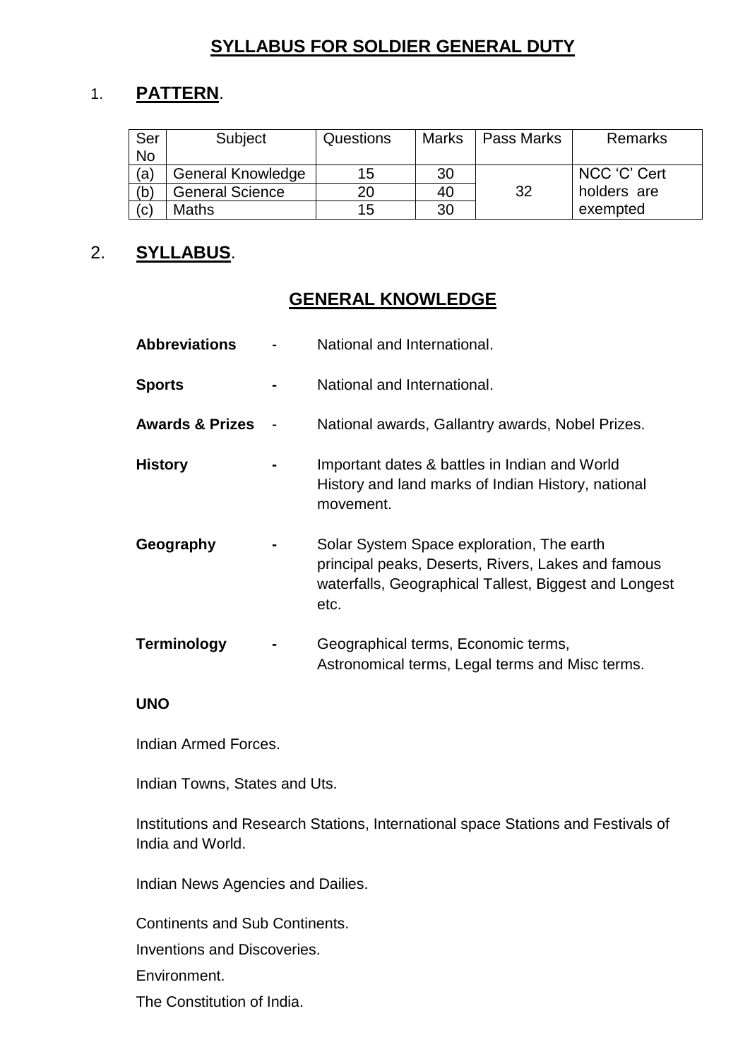# SYLLABUS FOR SOLDIER GENERAL DUTY

## 1. PATTERN.

| Ser No | Subject | Questions | Marks | Pass Marks | Remarks |
|---|---|---|---|---|---|
| (a) | General Knowledge | 15 | 30 | 32 | NCC 'C' Cert holders are exempted |
| (b) | General Science | 20 | 40 | | |
| (c) | Maths | 15 | 30 | | |

## 2. SYLLABUS.

### GENERAL KNOWLEDGE

**Abbreviations** - National and International.

**Sports** - National and International.

**Awards & Prizes** - National awards, Gallantry awards, Nobel Prizes.

**History** - Important dates & battles in Indian and World History and land marks of Indian History, national movement.

**Geography** - Solar System Space exploration, The earth principal peaks, Deserts, Rivers, Lakes and famous waterfalls, Geographical Tallest, Biggest and Longest etc.

**Terminology** - Geographical terms, Economic terms, Astronomical terms, Legal terms and Misc terms.

**UNO**

Indian Armed Forces.

Indian Towns, States and Uts.

Institutions and Research Stations, International space Stations and Festivals of India and World.

Indian News Agencies and Dailies.

Continents and Sub Continents.

Inventions and Discoveries.

Environment.

The Constitution of India.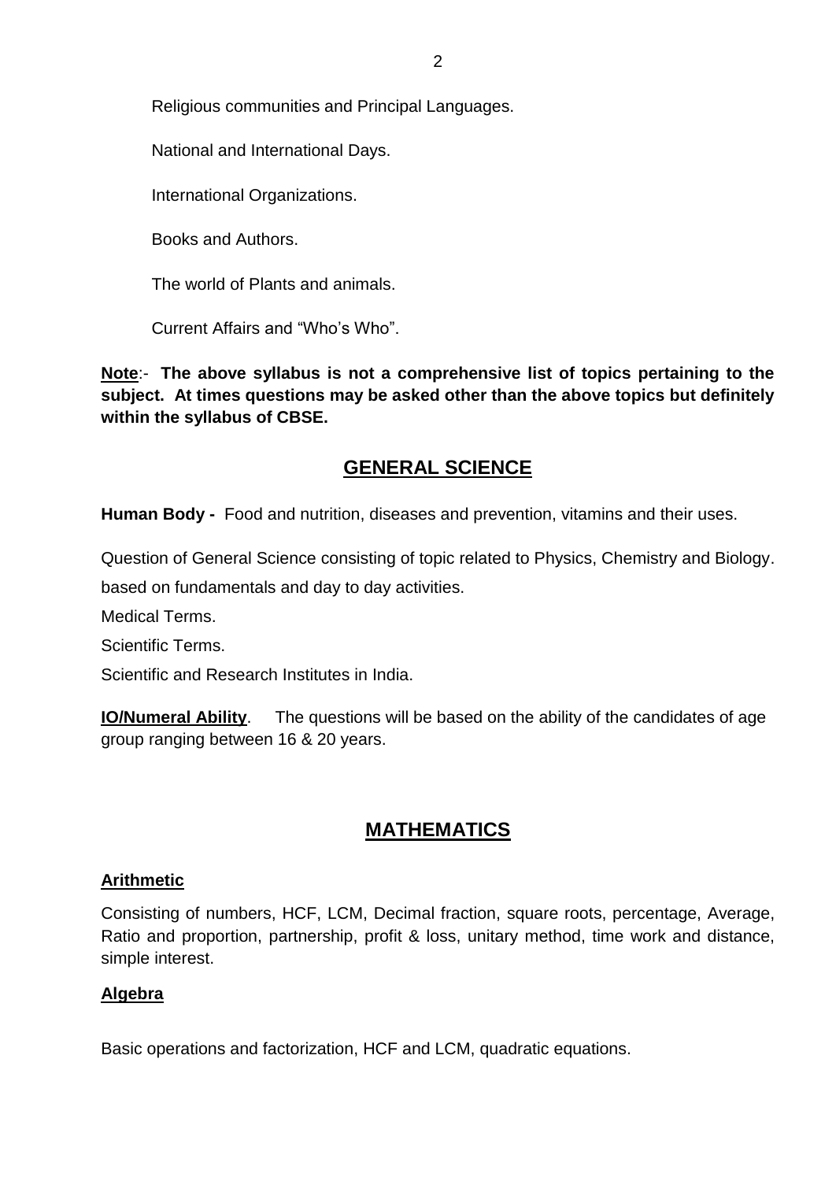Religious communities and Principal Languages.

National and International Days.

International Organizations.

Books and Authors.

The world of Plants and animals.

Current Affairs and “Who’s Who”.

**Note**:- **The above syllabus is not a comprehensive list of topics pertaining to the subject. At times questions may be asked other than the above topics but definitely within the syllabus of CBSE.**

## GENERAL SCIENCE

**Human Body -** Food and nutrition, diseases and prevention, vitamins and their uses.

Question of General Science consisting of topic related to Physics, Chemistry and Biology. based on fundamentals and day to day activities.

Medical Terms.

Scientific Terms.

Scientific and Research Institutes in India.

**IO/Numeral Ability**. The questions will be based on the ability of the candidates of age group ranging between 16 & 20 years.

## MATHEMATICS

### Arithmetic

Consisting of numbers, HCF, LCM, Decimal fraction, square roots, percentage, Average, Ratio and proportion, partnership, profit & loss, unitary method, time work and distance, simple interest.

### Algebra

Basic operations and factorization, HCF and LCM, quadratic equations.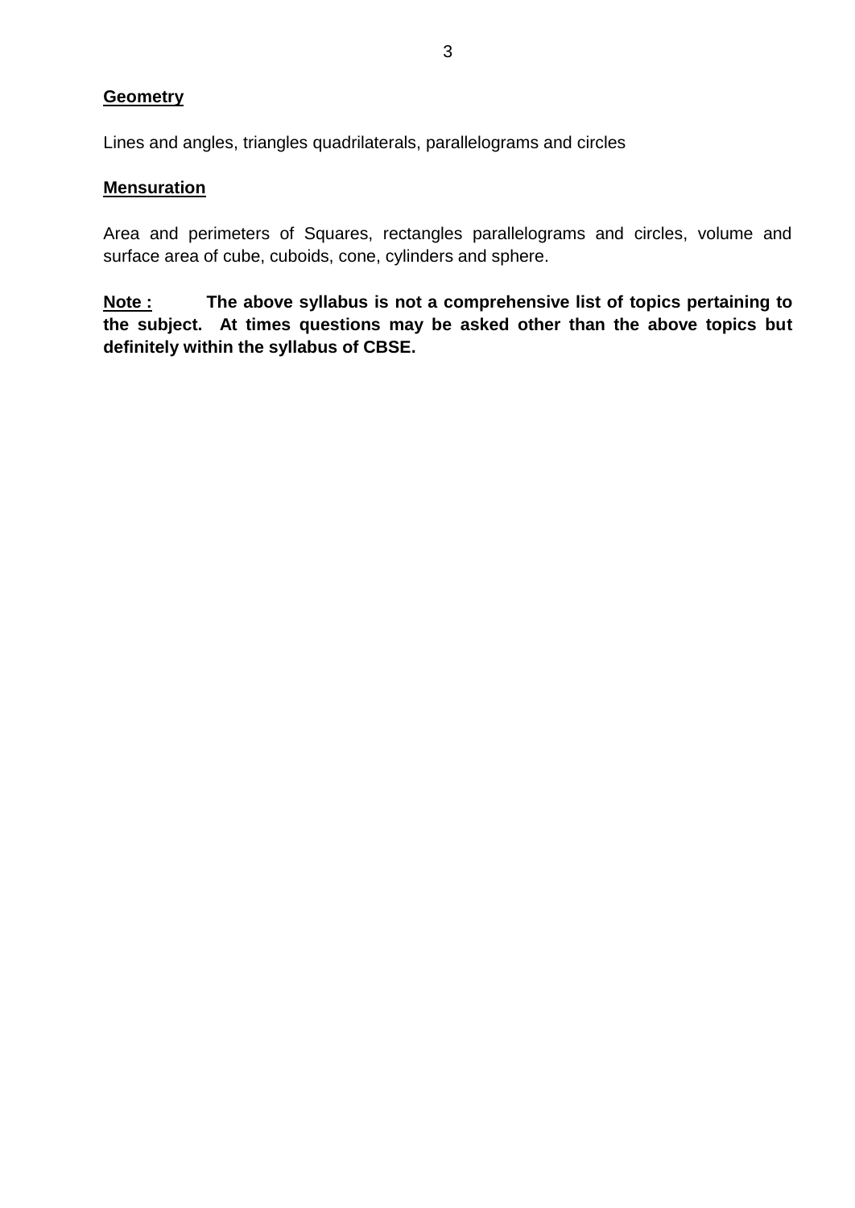**Geometry**

Lines and angles, triangles quadrilaterals, parallelograms and circles

**Mensuration**

Area and perimeters of Squares, rectangles parallelograms and circles, volume and surface area of cube, cuboids, cone, cylinders and sphere.

**Note :** **The above syllabus is not a comprehensive list of topics pertaining to the subject. At times questions may be asked other than the above topics but definitely within the syllabus of CBSE.**